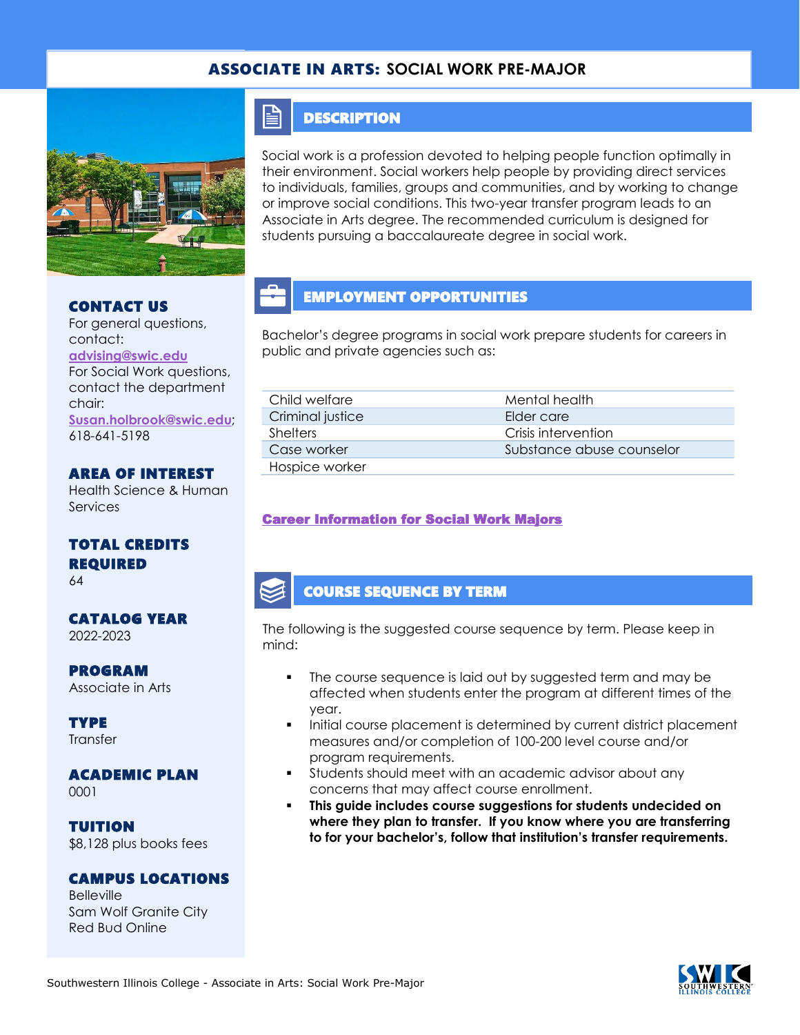# ASSOCIATE IN ARTS: SOCIAL WORK PRE-MAJOR

## DESCRIPTION

Social work is a profession devoted to helping people function optimally in their environment. Social workers help people by providing direct services to individuals, families, groups and communities, and by working to change or improve social conditions. This two-year transfer program leads to an Associate in Arts degree. The recommended curriculum is designed for students pursuing a baccalaureate degree in social work.

## EMPLOYMENT OPPORTUNITIES

Bachelor's degree programs in social work prepare students for careers in public and private agencies such as:

| | |
|---|---|
| Child welfare | Mental health |
| Criminal justice | Elder care |
| Shelters | Crisis intervention |
| Case worker | Substance abuse counselor |
| Hospice worker | |

**Career Information for Social Work Majors**

## COURSE SEQUENCE BY TERM

The following is the suggested course sequence by term. Please keep in mind:

- The course sequence is laid out by suggested term and may be affected when students enter the program at different times of the year.
- Initial course placement is determined by current district placement measures and/or completion of 100-200 level course and/or program requirements.
- Students should meet with an academic advisor about any concerns that may affect course enrollment.
- **This guide includes course suggestions for students undecided on where they plan to transfer. If you know where you are transferring to for your bachelor's, follow that institution's transfer requirements.**

### CONTACT US

For general questions, contact: advising@swic.edu
For Social Work questions, contact the department chair: Susan.holbrook@swic.edu; 618-641-5198

### AREA OF INTEREST

Health Science & Human Services

### TOTAL CREDITS REQUIRED

64

### CATALOG YEAR

2022-2023

### PROGRAM

Associate in Arts

### TYPE

Transfer

### ACADEMIC PLAN

0001

### TUITION

$8,128 plus books fees

### CAMPUS LOCATIONS

Belleville
Sam Wolf Granite City
Red Bud Online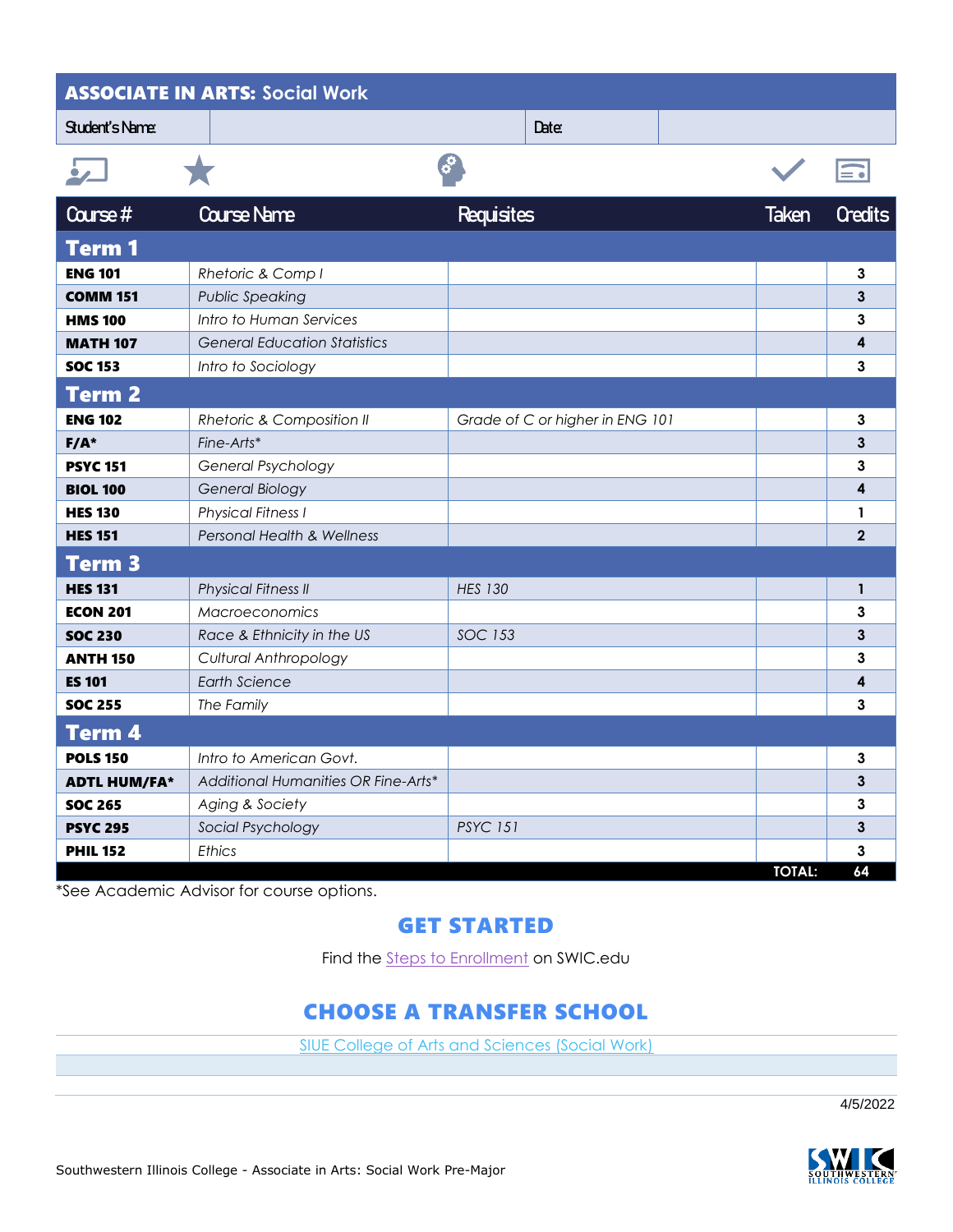## ASSOCIATE IN ARTS: Social Work

| Student's Name: | | Date: | |
|---|---|---|---|

| Course # | Course Name | Requisites | Taken | Credits |
|---|---|---|---|---|
| **Term 1** | | | | |
| **ENG 101** | *Rhetoric & Comp I* | | | 3 |
| **COMM 151** | *Public Speaking* | | | 3 |
| **HMS 100** | *Intro to Human Services* | | | 3 |
| **MATH 107** | *General Education Statistics* | | | 4 |
| **SOC 153** | *Intro to Sociology* | | | 3 |
| **Term 2** | | | | |
| **ENG 102** | *Rhetoric & Composition II* | *Grade of C or higher in ENG 101* | | 3 |
| **F/A*** | *Fine-Arts** | | | 3 |
| **PSYC 151** | *General Psychology* | | | 3 |
| **BIOL 100** | *General Biology* | | | 4 |
| **HES 130** | *Physical Fitness I* | | | 1 |
| **HES 151** | *Personal Health & Wellness* | | | 2 |
| **Term 3** | | | | |
| **HES 131** | *Physical Fitness II* | *HES 130* | | 1 |
| **ECON 201** | *Macroeconomics* | | | 3 |
| **SOC 230** | *Race & Ethnicity in the US* | *SOC 153* | | 3 |
| **ANTH 150** | *Cultural Anthropology* | | | 3 |
| **ES 101** | *Earth Science* | | | 4 |
| **SOC 255** | *The Family* | | | 3 |
| **Term 4** | | | | |
| **POLS 150** | *Intro to American Govt.* | | | 3 |
| **ADTL HUM/FA*** | *Additional Humanities OR Fine-Arts** | | | 3 |
| **SOC 265** | *Aging & Society* | | | 3 |
| **PSYC 295** | *Social Psychology* | *PSYC 151* | | 3 |
| **PHIL 152** | *Ethics* | | | 3 |
| | | | **TOTAL:** | **64** |

*See Academic Advisor for course options.

## GET STARTED

Find the Steps to Enrollment on SWIC.edu

## CHOOSE A TRANSFER SCHOOL

SIUE College of Arts and Sciences (Social Work)

4/5/2022

Southwestern Illinois College - Associate in Arts: Social Work Pre-Major